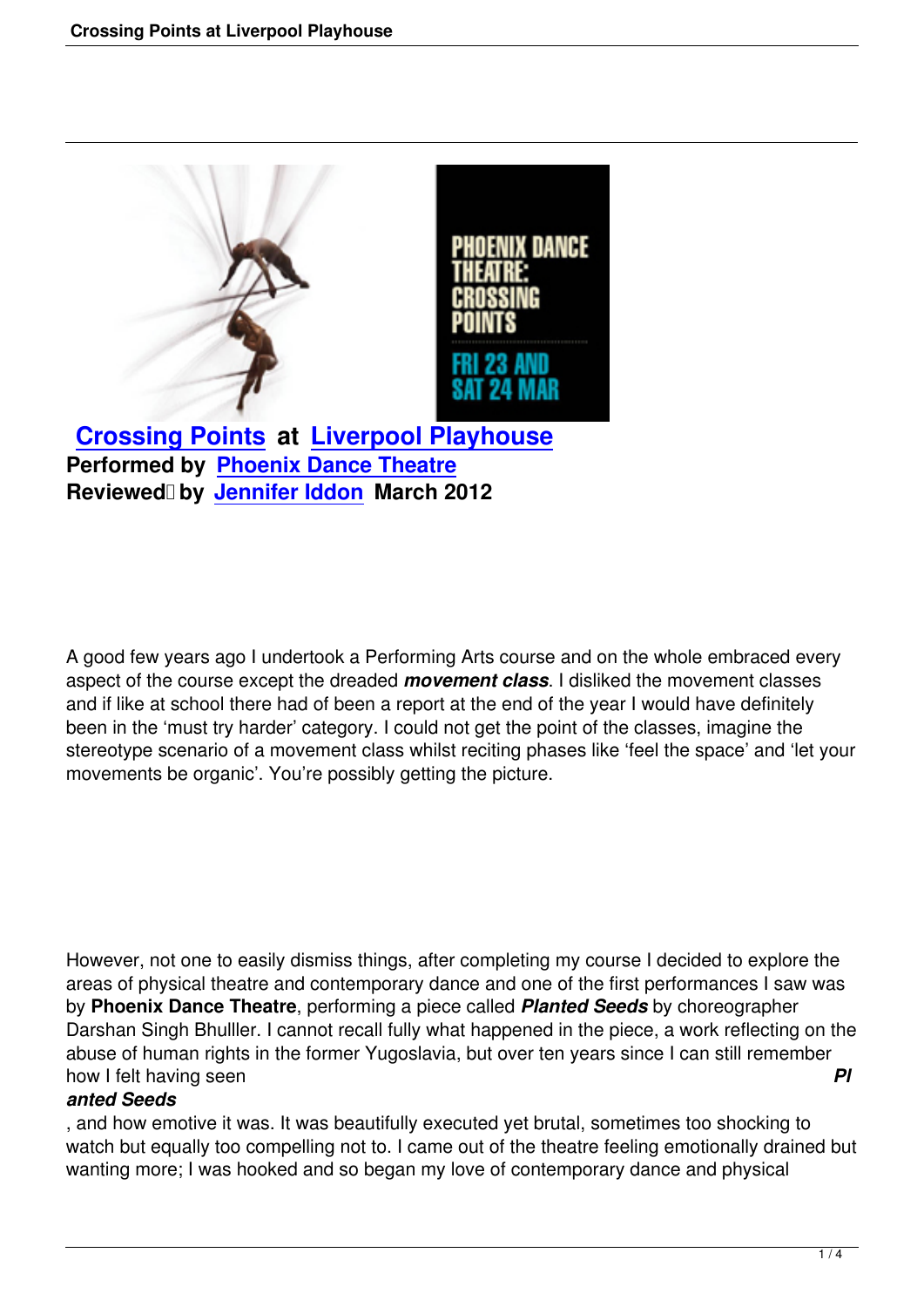**[Crossing Points](#) at [Liverpool Playhouse](#)**
**Performed by [Phoenix Dance Theatre](#)**
**Reviewed by [Jennifer Iddon](#) March 2012**

A good few years ago I undertook a Performing Arts course and on the whole embraced every aspect of the course except the dreaded ***movement class***. I disliked the movement classes and if like at school there had of been a report at the end of the year I would have definitely been in the 'must try harder' category. I could not get the point of the classes, imagine the stereotype scenario of a movement class whilst reciting phases like 'feel the space' and 'let your movements be organic'. You're possibly getting the picture.

However, not one to easily dismiss things, after completing my course I decided to explore the areas of physical theatre and contemporary dance and one of the first performances I saw was by **Phoenix Dance Theatre**, performing a piece called ***Planted Seeds*** by choreographer Darshan Singh Bhulller. I cannot recall fully what happened in the piece, a work reflecting on the abuse of human rights in the former Yugoslavia, but over ten years since I can still remember how I felt having seen ***Planted Seeds***, and how emotive it was. It was beautifully executed yet brutal, sometimes too shocking to watch but equally too compelling not to. I came out of the theatre feeling emotionally drained but wanting more; I was hooked and so began my love of contemporary dance and physical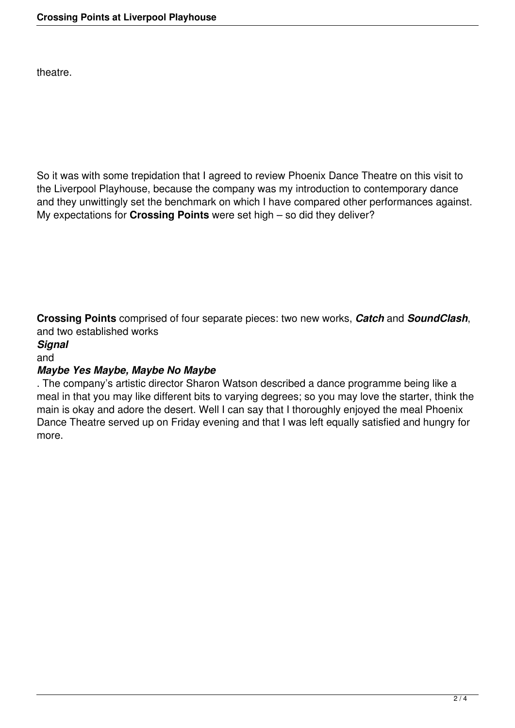theatre.

So it was with some trepidation that I agreed to review Phoenix Dance Theatre on this visit to the Liverpool Playhouse, because the company was my introduction to contemporary dance and they unwittingly set the benchmark on which I have compared other performances against. My expectations for **Crossing Points** were set high – so did they deliver?

**Crossing Points** comprised of four separate pieces: two new works, ***Catch*** and ***SoundClash***, and two established works ***Signal*** and ***Maybe Yes Maybe, Maybe No Maybe***. The company's artistic director Sharon Watson described a dance programme being like a meal in that you may like different bits to varying degrees; so you may love the starter, think the main is okay and adore the desert. Well I can say that I thoroughly enjoyed the meal Phoenix Dance Theatre served up on Friday evening and that I was left equally satisfied and hungry for more.